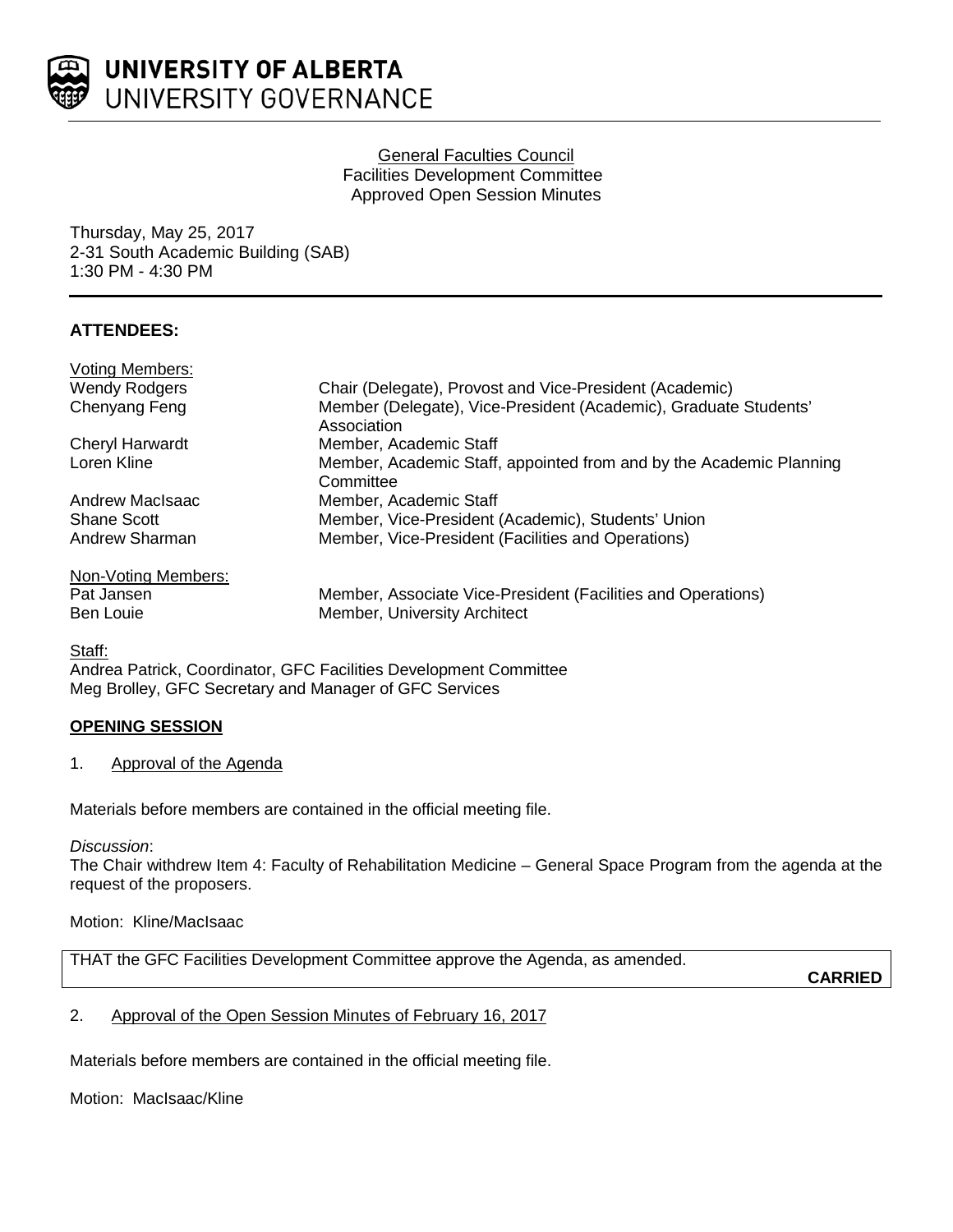UNIVERSITY OF ALBERTA
UNIVERSITY GOVERNANCE

General Faculties Council
Facilities Development Committee
Approved Open Session Minutes

Thursday, May 25, 2017
2-31 South Academic Building (SAB)
1:30 PM - 4:30 PM

**ATTENDEES:**

Voting Members:

| | |
|---|---|
| Wendy Rodgers | Chair (Delegate), Provost and Vice-President (Academic) |
| Chenyang Feng | Member (Delegate), Vice-President (Academic), Graduate Students' Association |
| Cheryl Harwardt | Member, Academic Staff |
| Loren Kline | Member, Academic Staff, appointed from and by the Academic Planning Committee |
| Andrew MacIsaac | Member, Academic Staff |
| Shane Scott | Member, Vice-President (Academic), Students' Union |
| Andrew Sharman | Member, Vice-President (Facilities and Operations) |

Non-Voting Members:

| | |
|---|---|
| Pat Jansen | Member, Associate Vice-President (Facilities and Operations) |
| Ben Louie | Member, University Architect |

Staff:
Andrea Patrick, Coordinator, GFC Facilities Development Committee
Meg Brolley, GFC Secretary and Manager of GFC Services

**OPENING SESSION**

1. Approval of the Agenda

Materials before members are contained in the official meeting file.

*Discussion*:
The Chair withdrew Item 4: Faculty of Rehabilitation Medicine – General Space Program from the agenda at the request of the proposers.

Motion: Kline/MacIsaac

THAT the GFC Facilities Development Committee approve the Agenda, as amended.

**CARRIED**

2. Approval of the Open Session Minutes of February 16, 2017

Materials before members are contained in the official meeting file.

Motion: MacIsaac/Kline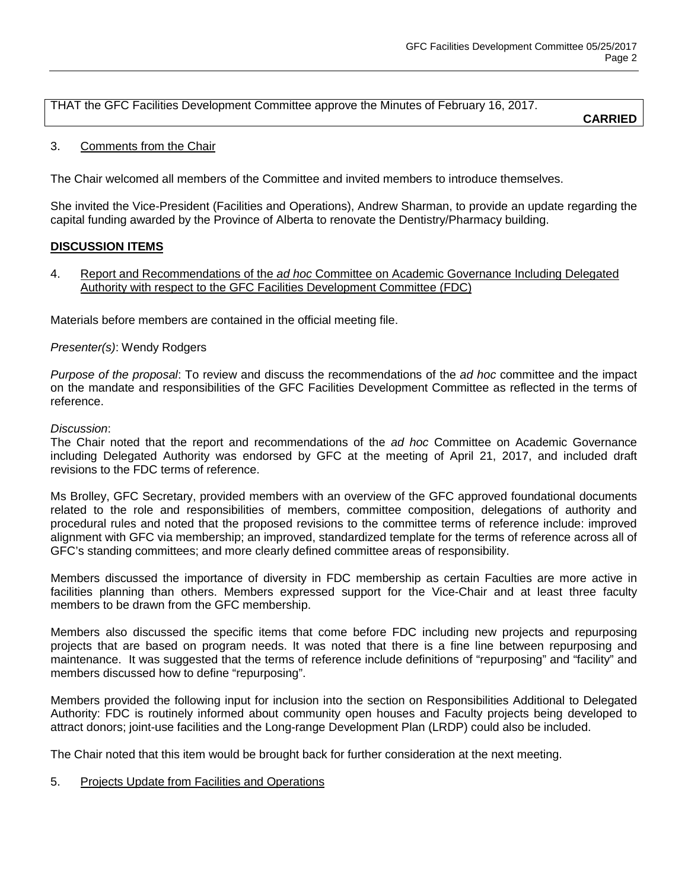THAT the GFC Facilities Development Committee approve the Minutes of February 16, 2017.

**CARRIED**

3. Comments from the Chair

The Chair welcomed all members of the Committee and invited members to introduce themselves.

She invited the Vice-President (Facilities and Operations), Andrew Sharman, to provide an update regarding the capital funding awarded by the Province of Alberta to renovate the Dentistry/Pharmacy building.

## DISCUSSION ITEMS

4. Report and Recommendations of the *ad hoc* Committee on Academic Governance Including Delegated Authority with respect to the GFC Facilities Development Committee (FDC)

Materials before members are contained in the official meeting file.

*Presenter(s)*: Wendy Rodgers

*Purpose of the proposal*: To review and discuss the recommendations of the *ad hoc* committee and the impact on the mandate and responsibilities of the GFC Facilities Development Committee as reflected in the terms of reference.

*Discussion*:

The Chair noted that the report and recommendations of the *ad hoc* Committee on Academic Governance including Delegated Authority was endorsed by GFC at the meeting of April 21, 2017, and included draft revisions to the FDC terms of reference.

Ms Brolley, GFC Secretary, provided members with an overview of the GFC approved foundational documents related to the role and responsibilities of members, committee composition, delegations of authority and procedural rules and noted that the proposed revisions to the committee terms of reference include: improved alignment with GFC via membership; an improved, standardized template for the terms of reference across all of GFC's standing committees; and more clearly defined committee areas of responsibility.

Members discussed the importance of diversity in FDC membership as certain Faculties are more active in facilities planning than others. Members expressed support for the Vice-Chair and at least three faculty members to be drawn from the GFC membership.

Members also discussed the specific items that come before FDC including new projects and repurposing projects that are based on program needs. It was noted that there is a fine line between repurposing and maintenance. It was suggested that the terms of reference include definitions of "repurposing" and "facility" and members discussed how to define "repurposing".

Members provided the following input for inclusion into the section on Responsibilities Additional to Delegated Authority: FDC is routinely informed about community open houses and Faculty projects being developed to attract donors; joint-use facilities and the Long-range Development Plan (LRDP) could also be included.

The Chair noted that this item would be brought back for further consideration at the next meeting.

5. Projects Update from Facilities and Operations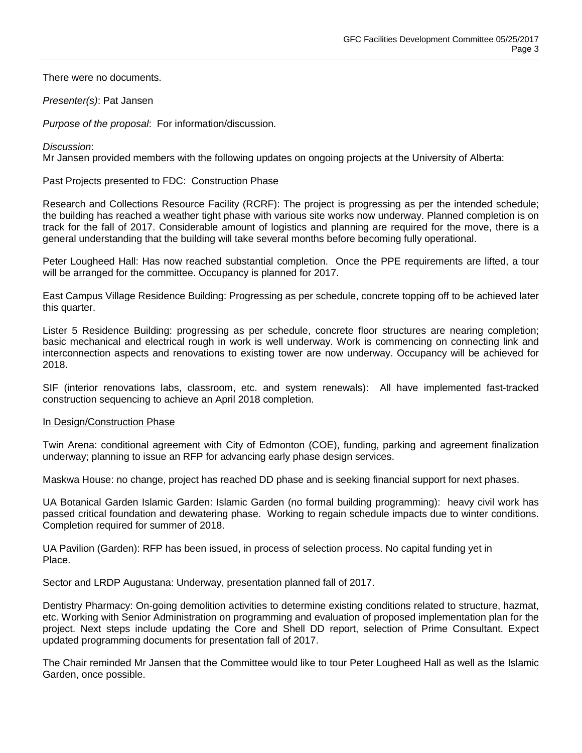There were no documents.

*Presenter(s)*: Pat Jansen

*Purpose of the proposal*: For information/discussion.

*Discussion*:
Mr Jansen provided members with the following updates on ongoing projects at the University of Alberta:

Past Projects presented to FDC: Construction Phase

Research and Collections Resource Facility (RCRF): The project is progressing as per the intended schedule; the building has reached a weather tight phase with various site works now underway. Planned completion is on track for the fall of 2017. Considerable amount of logistics and planning are required for the move, there is a general understanding that the building will take several months before becoming fully operational.

Peter Lougheed Hall: Has now reached substantial completion. Once the PPE requirements are lifted, a tour will be arranged for the committee. Occupancy is planned for 2017.

East Campus Village Residence Building: Progressing as per schedule, concrete topping off to be achieved later this quarter.

Lister 5 Residence Building: progressing as per schedule, concrete floor structures are nearing completion; basic mechanical and electrical rough in work is well underway. Work is commencing on connecting link and interconnection aspects and renovations to existing tower are now underway. Occupancy will be achieved for 2018.

SIF (interior renovations labs, classroom, etc. and system renewals): All have implemented fast-tracked construction sequencing to achieve an April 2018 completion.

In Design/Construction Phase

Twin Arena: conditional agreement with City of Edmonton (COE), funding, parking and agreement finalization underway; planning to issue an RFP for advancing early phase design services.

Maskwa House: no change, project has reached DD phase and is seeking financial support for next phases.

UA Botanical Garden Islamic Garden: Islamic Garden (no formal building programming): heavy civil work has passed critical foundation and dewatering phase. Working to regain schedule impacts due to winter conditions. Completion required for summer of 2018.

UA Pavilion (Garden): RFP has been issued, in process of selection process. No capital funding yet in Place.

Sector and LRDP Augustana: Underway, presentation planned fall of 2017.

Dentistry Pharmacy: On-going demolition activities to determine existing conditions related to structure, hazmat, etc. Working with Senior Administration on programming and evaluation of proposed implementation plan for the project. Next steps include updating the Core and Shell DD report, selection of Prime Consultant. Expect updated programming documents for presentation fall of 2017.

The Chair reminded Mr Jansen that the Committee would like to tour Peter Lougheed Hall as well as the Islamic Garden, once possible.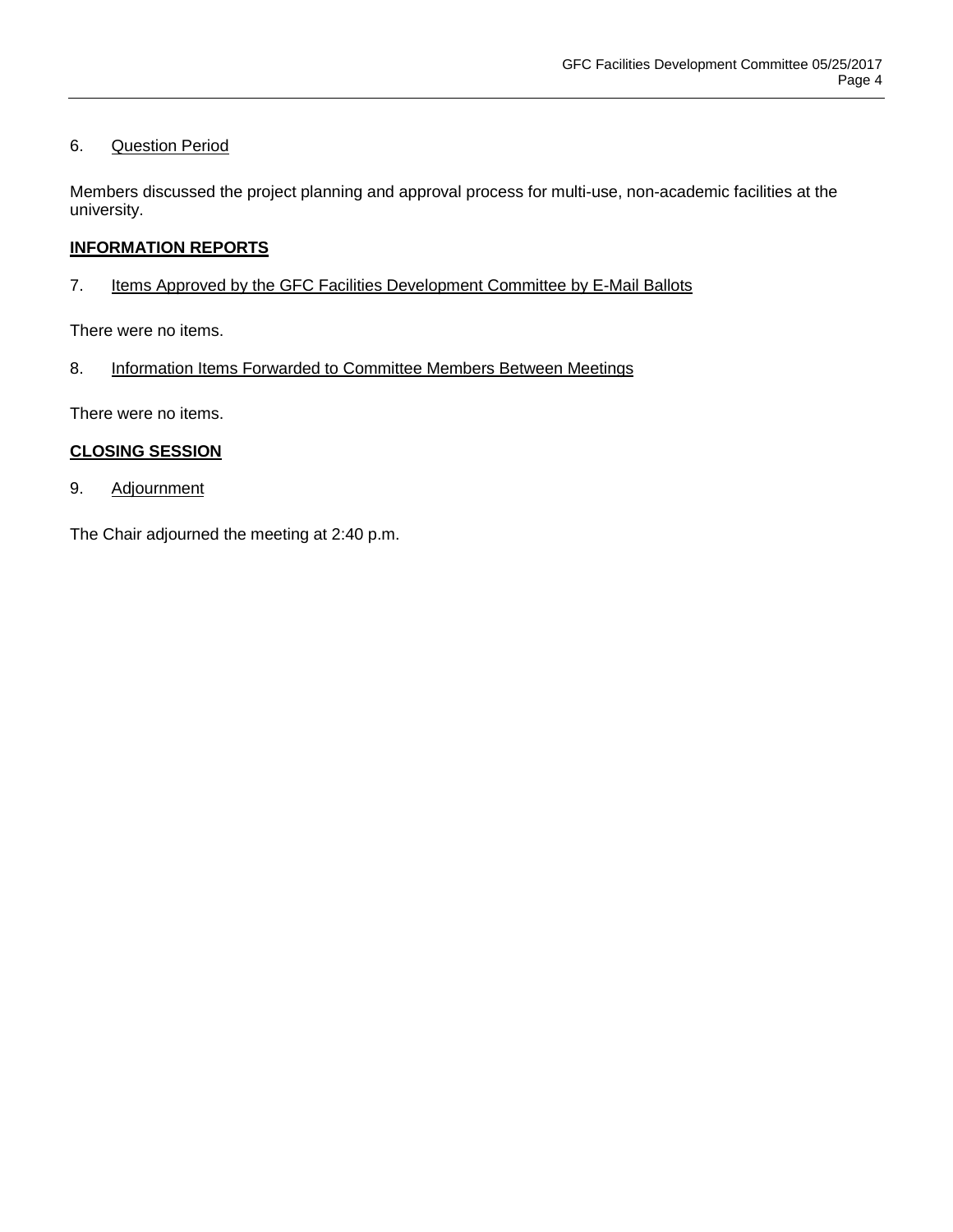6. Question Period

Members discussed the project planning and approval process for multi-use, non-academic facilities at the university.

**INFORMATION REPORTS**

7. Items Approved by the GFC Facilities Development Committee by E-Mail Ballots

There were no items.

8. Information Items Forwarded to Committee Members Between Meetings

There were no items.

**CLOSING SESSION**

9. Adjournment

The Chair adjourned the meeting at 2:40 p.m.